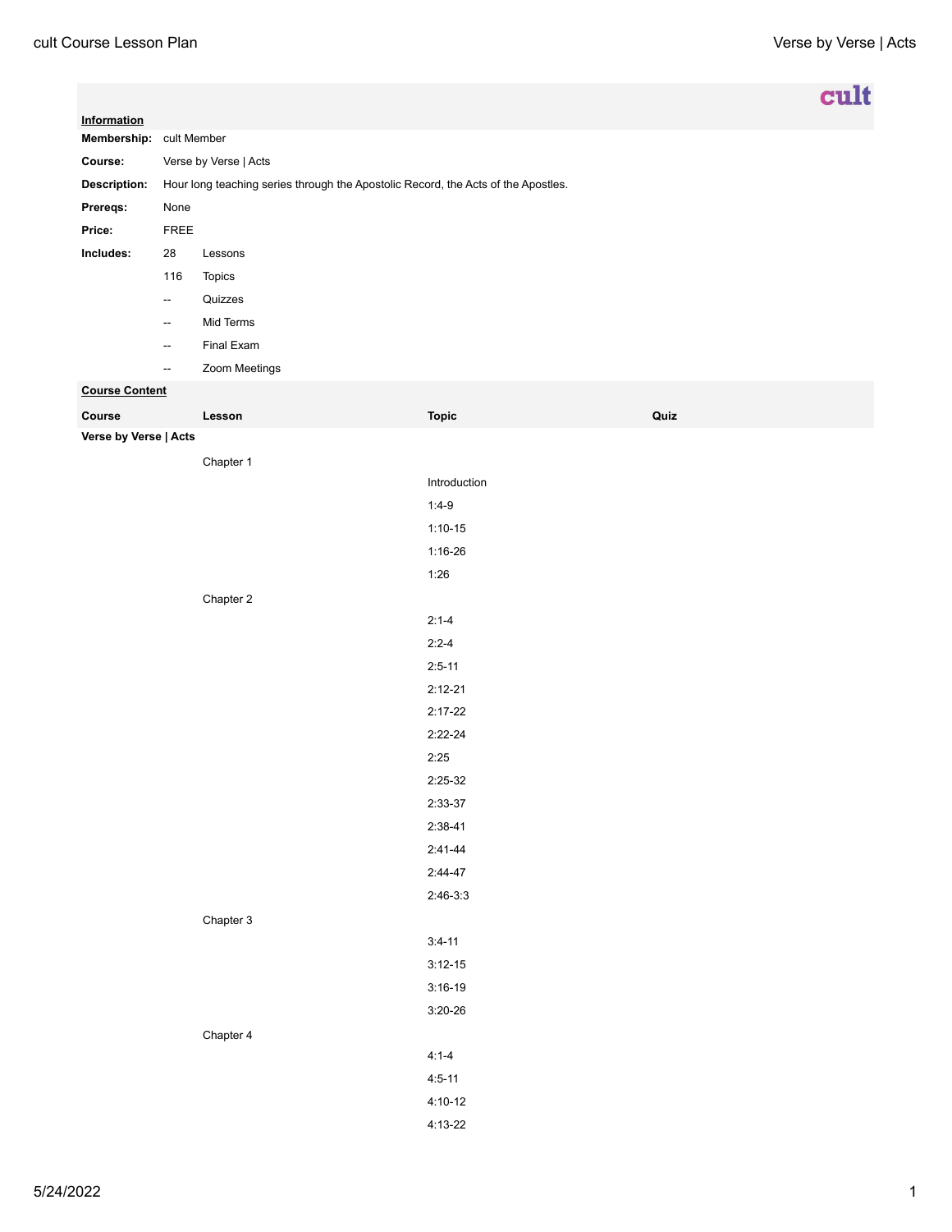cult

**Information**

| | | |
|---|---|---|
| **Membership:** | cult Member | |
| **Course:** | Verse by Verse \| Acts | |
| **Description:** | Hour long teaching series through the Apostolic Record, the Acts of the Apostles. | |
| **Prereqs:** | None | |
| **Price:** | FREE | |
| **Includes:** | 28 | Lessons |
| | 116 | Topics |
| | -- | Quizzes |
| | -- | Mid Terms |
| | -- | Final Exam |
| | -- | Zoom Meetings |

**Course Content**

| Course | Lesson | Topic | Quiz |
|---|---|---|---|
| **Verse by Verse \| Acts** | | | |
| | Chapter 1 | | |
| | | Introduction | |
| | | 1:4-9 | |
| | | 1:10-15 | |
| | | 1:16-26 | |
| | | 1:26 | |
| | Chapter 2 | | |
| | | 2:1-4 | |
| | | 2:2-4 | |
| | | 2:5-11 | |
| | | 2:12-21 | |
| | | 2:17-22 | |
| | | 2:22-24 | |
| | | 2:25 | |
| | | 2:25-32 | |
| | | 2:33-37 | |
| | | 2:38-41 | |
| | | 2:41-44 | |
| | | 2:44-47 | |
| | | 2:46-3:3 | |
| | Chapter 3 | | |
| | | 3:4-11 | |
| | | 3:12-15 | |
| | | 3:16-19 | |
| | | 3:20-26 | |
| | Chapter 4 | | |
| | | 4:1-4 | |
| | | 4:5-11 | |
| | | 4:10-12 | |
| | | 4:13-22 | |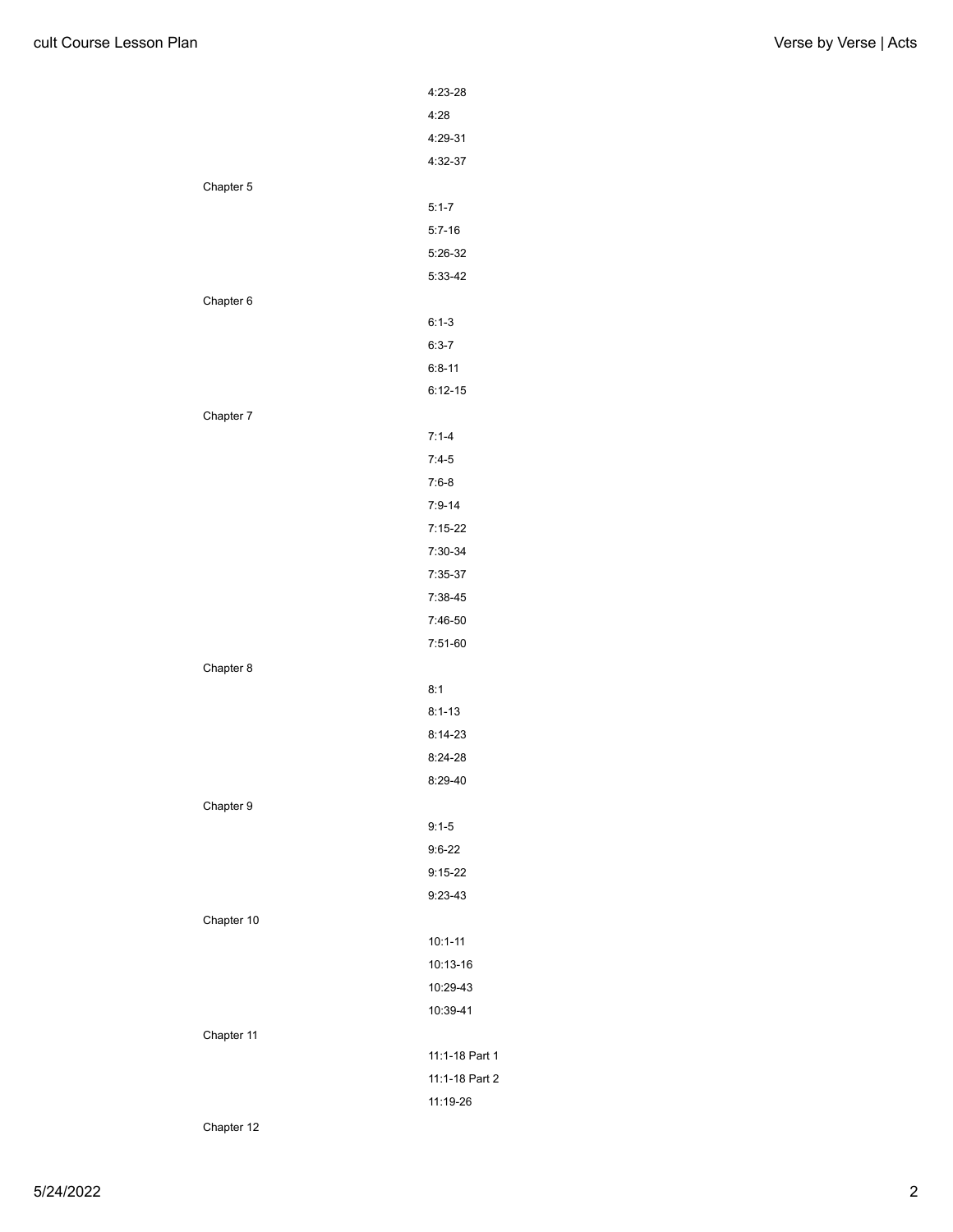4:23-28

4:28

4:29-31

4:32-37

Chapter 5

5:1-7

5:7-16

5:26-32

5:33-42

Chapter 6

6:1-3

6:3-7

6:8-11

6:12-15

Chapter 7

7:1-4

7:4-5

7:6-8

7:9-14

7:15-22

7:30-34

7:35-37

7:38-45

7:46-50

7:51-60

Chapter 8

8:1

8:1-13

8:14-23

8:24-28

8:29-40

Chapter 9

9:1-5

9:6-22

9:15-22

9:23-43

Chapter 10

10:1-11

10:13-16

10:29-43

10:39-41

Chapter 11

11:1-18 Part 1

11:1-18 Part 2

11:19-26

Chapter 12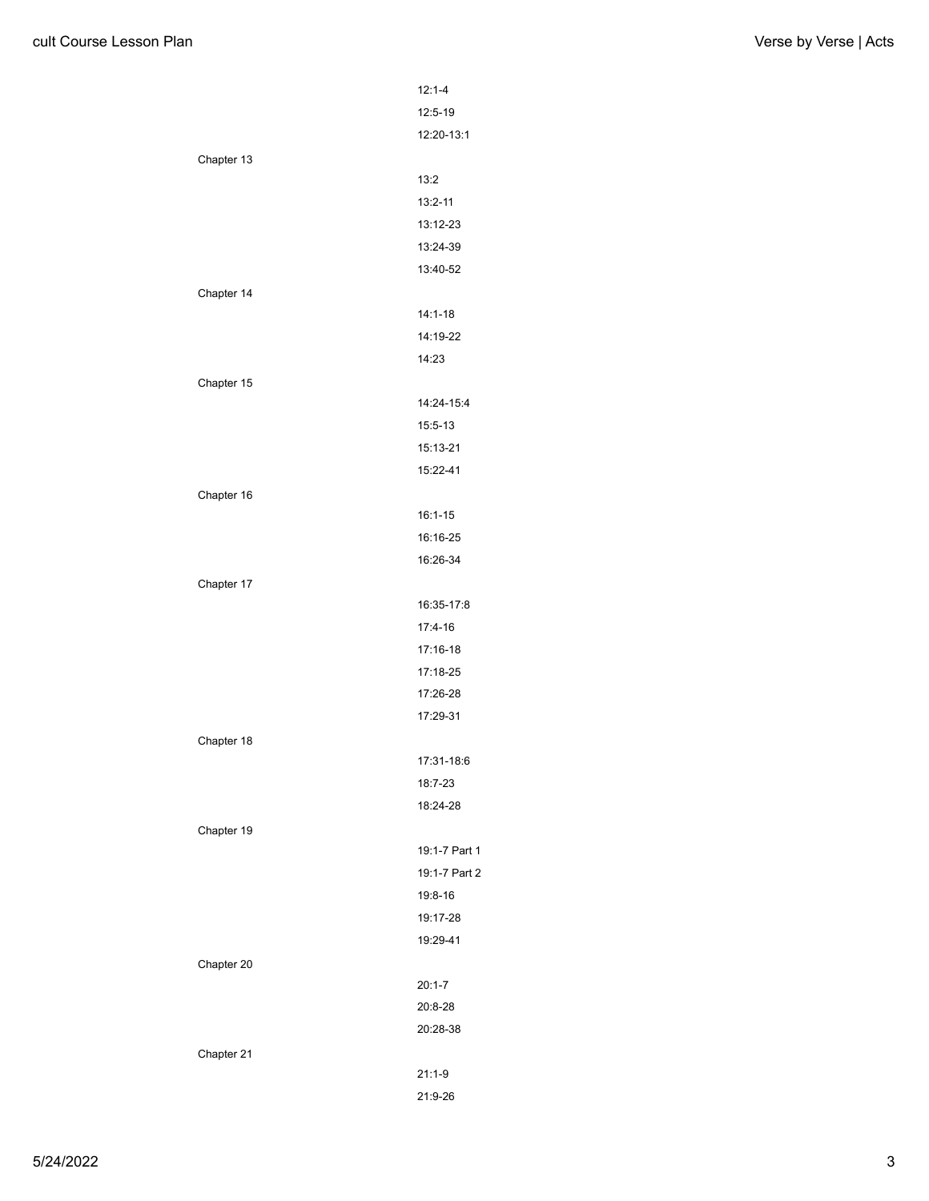12:1-4

12:5-19

12:20-13:1

Chapter 13

13:2

13:2-11

13:12-23

13:24-39

13:40-52

Chapter 14

14:1-18

14:19-22

14:23

Chapter 15

14:24-15:4

15:5-13

15:13-21

15:22-41

Chapter 16

16:1-15

16:16-25

16:26-34

Chapter 17

16:35-17:8

17:4-16

17:16-18

17:18-25

17:26-28

17:29-31

Chapter 18

17:31-18:6

18:7-23

18:24-28

Chapter 19

19:1-7 Part 1

19:1-7 Part 2

19:8-16

19:17-28

19:29-41

Chapter 20

20:1-7

20:8-28

20:28-38

Chapter 21

21:1-9

21:9-26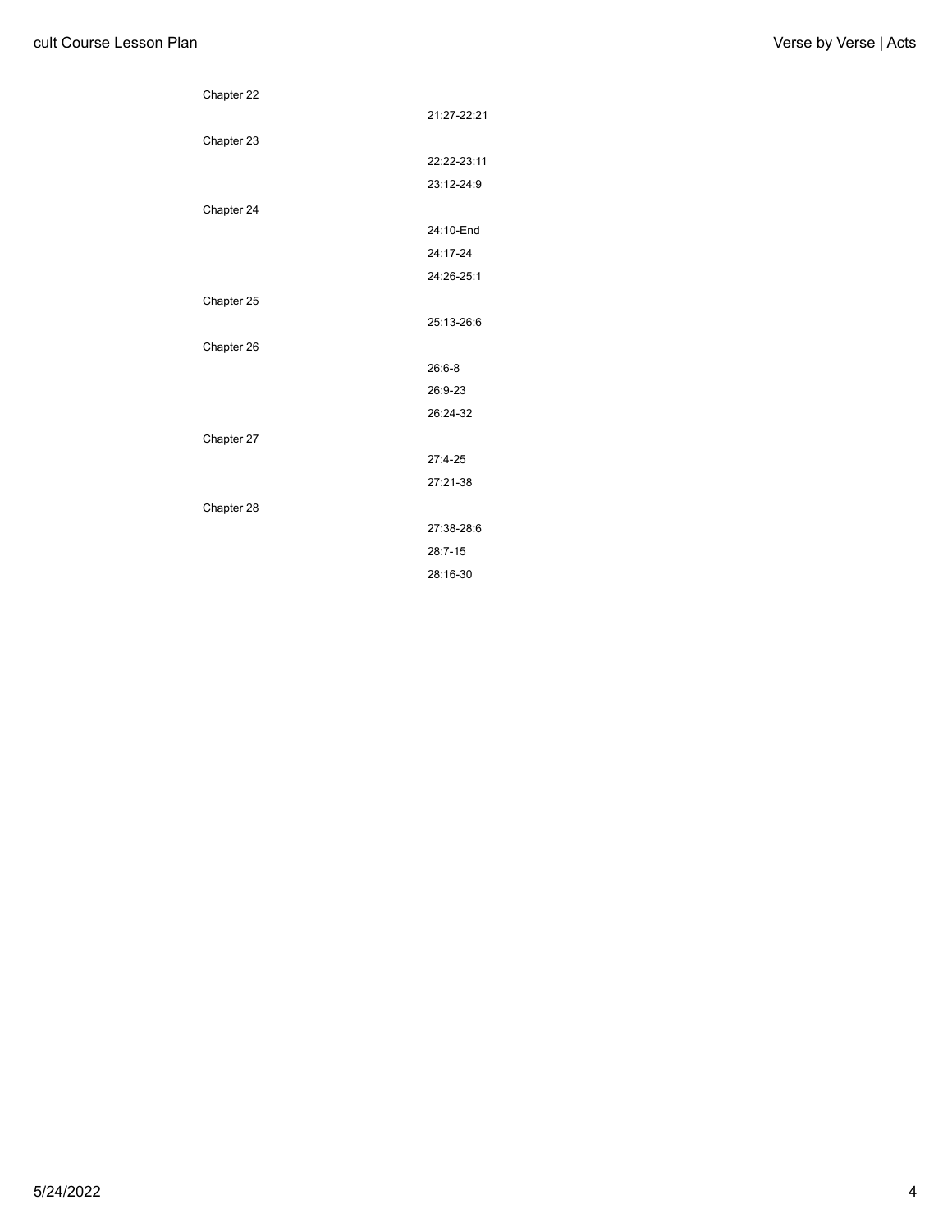| | |
|---|---|
| Chapter 22 | |
| | 21:27-22:21 |
| Chapter 23 | |
| | 22:22-23:11 |
| | 23:12-24:9 |
| Chapter 24 | |
| | 24:10-End |
| | 24:17-24 |
| | 24:26-25:1 |
| Chapter 25 | |
| | 25:13-26:6 |
| Chapter 26 | |
| | 26:6-8 |
| | 26:9-23 |
| | 26:24-32 |
| Chapter 27 | |
| | 27:4-25 |
| | 27:21-38 |
| Chapter 28 | |
| | 27:38-28:6 |
| | 28:7-15 |
| | 28:16-30 |